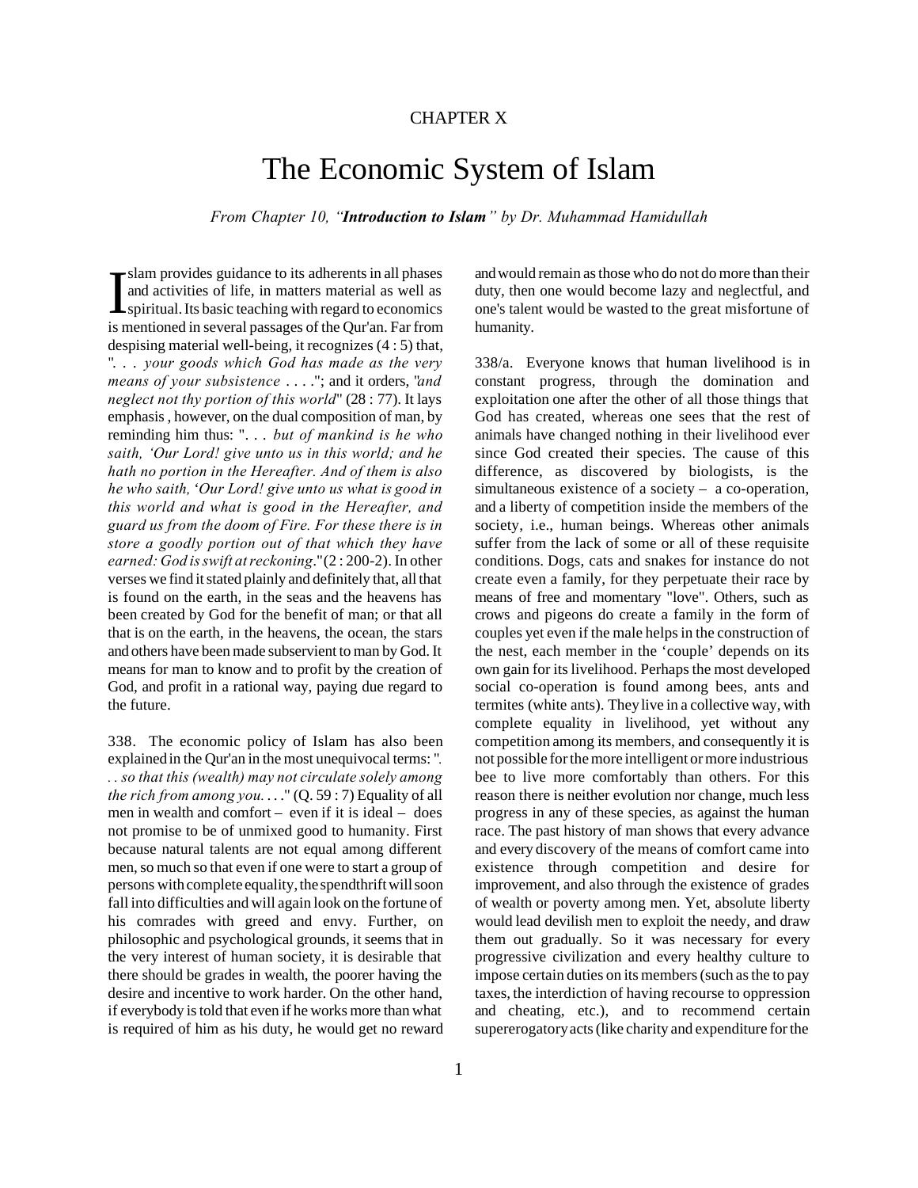CHAPTER X

# The Economic System of Islam

*From Chapter 10, "**Introduction to Islam**" by Dr. Muhammad Hamidullah*

Islam provides guidance to its adherents in all phases and activities of life, in matters material as well as spiritual. Its basic teaching with regard to economics is mentioned in several passages of the Qur'an. Far from despising material well-being, it recognizes (4 : 5) that, ". . . *your goods which God has made as the very means of your subsistence* . . . ."; and it orders, "*and neglect not thy portion of this world*" (28 : 77). It lays emphasis , however, on the dual composition of man, by reminding him thus: ". . . *but of mankind is he who saith, 'Our Lord! give unto us in this world; and he hath no portion in the Hereafter. And of them is also he who saith, 'Our Lord! give unto us what is good in this world and what is good in the Hereafter, and guard us from the doom of Fire. For these there is in store a goodly portion out of that which they have earned: God is swift at reckoning*."(2 : 200-2). In other verses we find it stated plainly and definitely that, all that is found on the earth, in the seas and the heavens has been created by God for the benefit of man; or that all that is on the earth, in the heavens, the ocean, the stars and others have been made subservient to man by God. It means for man to know and to profit by the creation of God, and profit in a rational way, paying due regard to the future.

338. The economic policy of Islam has also been explained in the Qur'an in the most unequivocal terms: "*. . . so that this (wealth) may not circulate solely among the rich from among you.* . . ." (Q. 59 : 7) Equality of all men in wealth and comfort – even if it is ideal – does not promise to be of unmixed good to humanity. First because natural talents are not equal among different men, so much so that even if one were to start a group of persons with complete equality, the spendthrift will soon fall into difficulties and will again look on the fortune of his comrades with greed and envy. Further, on philosophic and psychological grounds, it seems that in the very interest of human society, it is desirable that there should be grades in wealth, the poorer having the desire and incentive to work harder. On the other hand, if everybody is told that even if he works more than what is required of him as his duty, he would get no reward and would remain as those who do not do more than their duty, then one would become lazy and neglectful, and one's talent would be wasted to the great misfortune of humanity.

338/a. Everyone knows that human livelihood is in constant progress, through the domination and exploitation one after the other of all those things that God has created, whereas one sees that the rest of animals have changed nothing in their livelihood ever since God created their species. The cause of this difference, as discovered by biologists, is the simultaneous existence of a society – a co-operation, and a liberty of competition inside the members of the society, i.e., human beings. Whereas other animals suffer from the lack of some or all of these requisite conditions. Dogs, cats and snakes for instance do not create even a family, for they perpetuate their race by means of free and momentary "love". Others, such as crows and pigeons do create a family in the form of couples yet even if the male helps in the construction of the nest, each member in the 'couple' depends on its own gain for its livelihood. Perhaps the most developed social co-operation is found among bees, ants and termites (white ants). They live in a collective way, with complete equality in livelihood, yet without any competition among its members, and consequently it is not possible for the more intelligent or more industrious bee to live more comfortably than others. For this reason there is neither evolution nor change, much less progress in any of these species, as against the human race. The past history of man shows that every advance and every discovery of the means of comfort came into existence through competition and desire for improvement, and also through the existence of grades of wealth or poverty among men. Yet, absolute liberty would lead devilish men to exploit the needy, and draw them out gradually. So it was necessary for every progressive civilization and every healthy culture to impose certain duties on its members (such as the to pay taxes, the interdiction of having recourse to oppression and cheating, etc.), and to recommend certain supererogatory acts (like charity and expenditure for the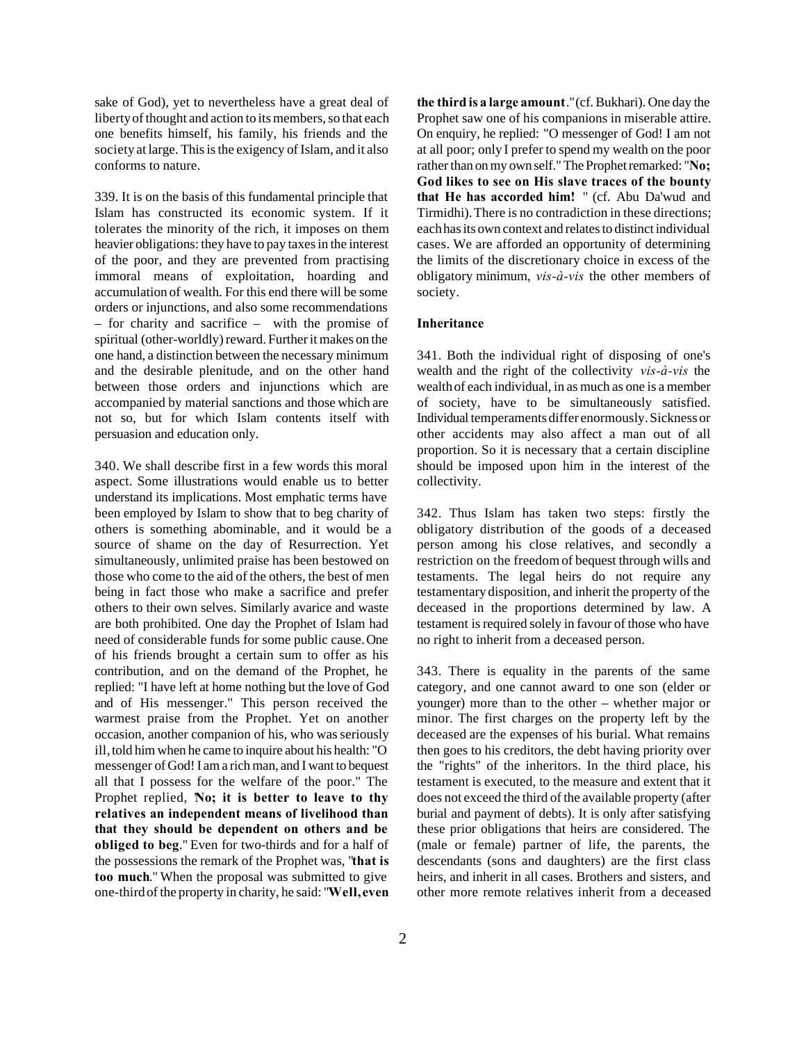sake of God), yet to nevertheless have a great deal of liberty of thought and action to its members, so that each one benefits himself, his family, his friends and the society at large. This is the exigency of Islam, and it also conforms to nature.

339. It is on the basis of this fundamental principle that Islam has constructed its economic system. If it tolerates the minority of the rich, it imposes on them heavier obligations: they have to pay taxes in the interest of the poor, and they are prevented from practising immoral means of exploitation, hoarding and accumulation of wealth. For this end there will be some orders or injunctions, and also some recommendations – for charity and sacrifice – with the promise of spiritual (other-worldly) reward. Further it makes on the one hand, a distinction between the necessary minimum and the desirable plenitude, and on the other hand between those orders and injunctions which are accompanied by material sanctions and those which are not so, but for which Islam contents itself with persuasion and education only.

340. We shall describe first in a few words this moral aspect. Some illustrations would enable us to better understand its implications. Most emphatic terms have been employed by Islam to show that to beg charity of others is something abominable, and it would be a source of shame on the day of Resurrection. Yet simultaneously, unlimited praise has been bestowed on those who come to the aid of the others, the best of men being in fact those who make a sacrifice and prefer others to their own selves. Similarly avarice and waste are both prohibited. One day the Prophet of Islam had need of considerable funds for some public cause. One of his friends brought a certain sum to offer as his contribution, and on the demand of the Prophet, he replied: "I have left at home nothing but the love of God and of His messenger." This person received the warmest praise from the Prophet. Yet on another occasion, another companion of his, who was seriously ill, told him when he came to inquire about his health: "O messenger of God! I am a rich man, and I want to bequest all that I possess for the welfare of the poor." The Prophet replied, "**No; it is better to leave to thy relatives an independent means of livelihood than that they should be dependent on others and be obliged to beg**." Even for two-thirds and for a half of the possessions the remark of the Prophet was, "**that is too much**." When the proposal was submitted to give one-third of the property in charity, he said: "**Well, even the third is a large amount**." (cf. Bukhari). One day the Prophet saw one of his companions in miserable attire. On enquiry, he replied: "O messenger of God! I am not at all poor; only I prefer to spend my wealth on the poor rather than on my own self." The Prophet remarked: "**No; God likes to see on His slave traces of the bounty that He has accorded him!** " (cf. Abu Da'wud and Tirmidhi). There is no contradiction in these directions; each has its own context and relates to distinct individual cases. We are afforded an opportunity of determining the limits of the discretionary choice in excess of the obligatory minimum, *vis-à-vis* the other members of society.

### Inheritance

341. Both the individual right of disposing of one's wealth and the right of the collectivity *vis-à-vis* the wealth of each individual, in as much as one is a member of society, have to be simultaneously satisfied. Individual temperaments differ enormously. Sickness or other accidents may also affect a man out of all proportion. So it is necessary that a certain discipline should be imposed upon him in the interest of the collectivity.

342. Thus Islam has taken two steps: firstly the obligatory distribution of the goods of a deceased person among his close relatives, and secondly a restriction on the freedom of bequest through wills and testaments. The legal heirs do not require any testamentary disposition, and inherit the property of the deceased in the proportions determined by law. A testament is required solely in favour of those who have no right to inherit from a deceased person.

343. There is equality in the parents of the same category, and one cannot award to one son (elder or younger) more than to the other – whether major or minor. The first charges on the property left by the deceased are the expenses of his burial. What remains then goes to his creditors, the debt having priority over the "rights" of the inheritors. In the third place, his testament is executed, to the measure and extent that it does not exceed the third of the available property (after burial and payment of debts). It is only after satisfying these prior obligations that heirs are considered. The (male or female) partner of life, the parents, the descendants (sons and daughters) are the first class heirs, and inherit in all cases. Brothers and sisters, and other more remote relatives inherit from a deceased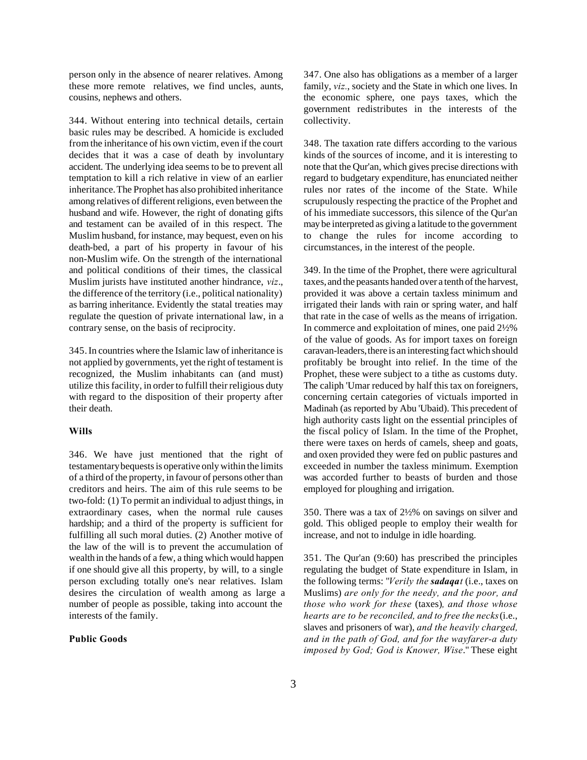person only in the absence of nearer relatives. Among these more remote relatives, we find uncles, aunts, cousins, nephews and others.

344. Without entering into technical details, certain basic rules may be described. A homicide is excluded from the inheritance of his own victim, even if the court decides that it was a case of death by involuntary accident. The underlying idea seems to be to prevent all temptation to kill a rich relative in view of an earlier inheritance. The Prophet has also prohibited inheritance among relatives of different religions, even between the husband and wife. However, the right of donating gifts and testament can be availed of in this respect. The Muslim husband, for instance, may bequest, even on his death-bed, a part of his property in favour of his non-Muslim wife. On the strength of the international and political conditions of their times, the classical Muslim jurists have instituted another hindrance, *viz*., the difference of the territory (i.e., political nationality) as barring inheritance. Evidently the statal treaties may regulate the question of private international law, in a contrary sense, on the basis of reciprocity.

345. In countries where the Islamic law of inheritance is not applied by governments, yet the right of testament is recognized, the Muslim inhabitants can (and must) utilize this facility, in order to fulfill their religious duty with regard to the disposition of their property after their death.

**Wills**

346. We have just mentioned that the right of testamentary bequests is operative only within the limits of a third of the property, in favour of persons other than creditors and heirs. The aim of this rule seems to be two-fold: (1) To permit an individual to adjust things, in extraordinary cases, when the normal rule causes hardship; and a third of the property is sufficient for fulfilling all such moral duties. (2) Another motive of the law of the will is to prevent the accumulation of wealth in the hands of a few, a thing which would happen if one should give all this property, by will, to a single person excluding totally one's near relatives. Islam desires the circulation of wealth among as large a number of people as possible, taking into account the interests of the family.

**Public Goods**

347. One also has obligations as a member of a larger family, *viz*., society and the State in which one lives. In the economic sphere, one pays taxes, which the government redistributes in the interests of the collectivity.

348. The taxation rate differs according to the various kinds of the sources of income, and it is interesting to note that the Qur'an, which gives precise directions with regard to budgetary expenditure, has enunciated neither rules nor rates of the income of the State. While scrupulously respecting the practice of the Prophet and of his immediate successors, this silence of the Qur'an may be interpreted as giving a latitude to the government to change the rules for income according to circumstances, in the interest of the people.

349. In the time of the Prophet, there were agricultural taxes, and the peasants handed over a tenth of the harvest, provided it was above a certain taxless minimum and irrigated their lands with rain or spring water, and half that rate in the case of wells as the means of irrigation. In commerce and exploitation of mines, one paid 2½% of the value of goods. As for import taxes on foreign caravan-leaders, there is an interesting fact which should profitably be brought into relief. In the time of the Prophet, these were subject to a tithe as customs duty. The caliph 'Umar reduced by half this tax on foreigners, concerning certain categories of victuals imported in Madinah (as reported by Abu 'Ubaid). This precedent of high authority casts light on the essential principles of the fiscal policy of Islam. In the time of the Prophet, there were taxes on herds of camels, sheep and goats, and oxen provided they were fed on public pastures and exceeded in number the taxless minimum. Exemption was accorded further to beasts of burden and those employed for ploughing and irrigation.

350. There was a tax of 2½% on savings on silver and gold. This obliged people to employ their wealth for increase, and not to indulge in idle hoarding.

351. The Qur'an (9:60) has prescribed the principles regulating the budget of State expenditure in Islam, in the following terms: "*Verily the* ***sadaqat*** (i.e., taxes on Muslims) *are only for the needy, and the poor, and those who work for these* (taxes)*, and those whose hearts are to be reconciled, and to free the necks* (i.e., slaves and prisoners of war), *and the heavily charged, and in the path of God, and for the wayfarer-a duty imposed by God; God is Knower, Wise*." These eight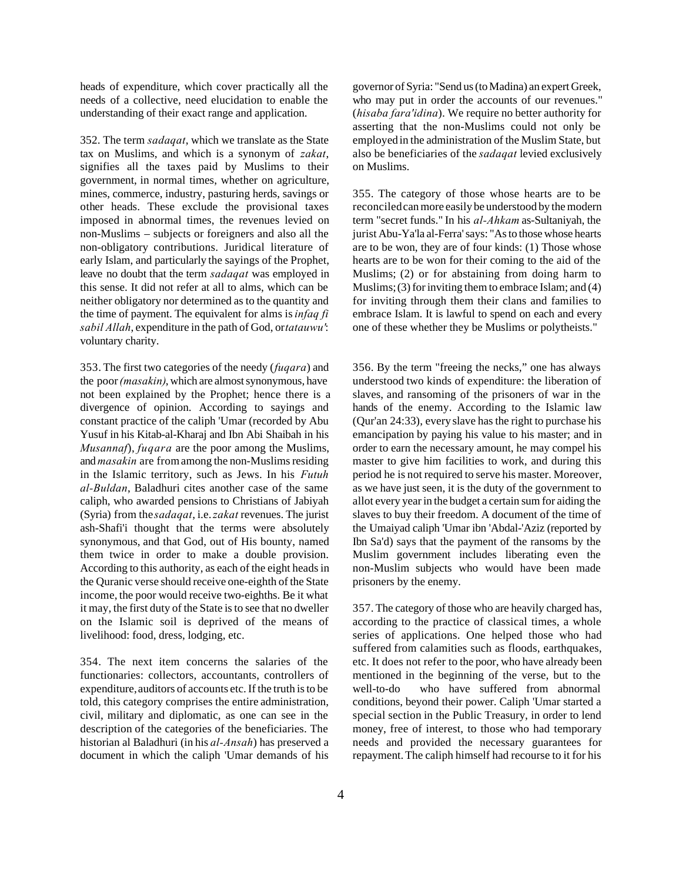heads of expenditure, which cover practically all the needs of a collective, need elucidation to enable the understanding of their exact range and application.

352. The term *sadaqat*, which we translate as the State tax on Muslims, and which is a synonym of *zakat*, signifies all the taxes paid by Muslims to their government, in normal times, whether on agriculture, mines, commerce, industry, pasturing herds, savings or other heads. These exclude the provisional taxes imposed in abnormal times, the revenues levied on non-Muslims – subjects or foreigners and also all the non-obligatory contributions. Juridical literature of early Islam, and particularly the sayings of the Prophet, leave no doubt that the term *sadaqat* was employed in this sense. It did not refer at all to alms, which can be neither obligatory nor determined as to the quantity and the time of payment. The equivalent for alms is *infaq fi sabil Allah*, expenditure in the path of God, or *tatauwu'*: voluntary charity.

353. The first two categories of the needy (*fuqara*) and the poor *(masakin)*, which are almost synonymous, have not been explained by the Prophet; hence there is a divergence of opinion. According to sayings and constant practice of the caliph 'Umar (recorded by Abu Yusuf in his Kitab-al-Kharaj and Ibn Abi Shaibah in his *Musannaf*), *fuqara* are the poor among the Muslims, and *masakin* are from among the non-Muslims residing in the Islamic territory, such as Jews. In his *Futuh al-Buldan*, Baladhuri cites another case of the same caliph, who awarded pensions to Christians of Jabiyah (Syria) from the *sadaqat*, i.e. *zakat* revenues. The jurist ash-Shafi'i thought that the terms were absolutely synonymous, and that God, out of His bounty, named them twice in order to make a double provision. According to this authority, as each of the eight heads in the Quranic verse should receive one-eighth of the State income, the poor would receive two-eighths. Be it what it may, the first duty of the State is to see that no dweller on the Islamic soil is deprived of the means of livelihood: food, dress, lodging, etc.

354. The next item concerns the salaries of the functionaries: collectors, accountants, controllers of expenditure, auditors of accounts etc. If the truth is to be told, this category comprises the entire administration, civil, military and diplomatic, as one can see in the description of the categories of the beneficiaries. The historian al Baladhuri (in his *al-Ansah*) has preserved a document in which the caliph 'Umar demands of his governor of Syria: "Send us (to Madina) an expert Greek, who may put in order the accounts of our revenues." (*hisaba fara'idina*). We require no better authority for asserting that the non-Muslims could not only be employed in the administration of the Muslim State, but also be beneficiaries of the *sadaqat* levied exclusively on Muslims.

355. The category of those whose hearts are to be reconciled can more easily be understood by the modern term "secret funds." In his *al-Ahkam* as-Sultaniyah, the jurist Abu-Ya'la al-Ferra' says: "As to those whose hearts are to be won, they are of four kinds: (1) Those whose hearts are to be won for their coming to the aid of the Muslims; (2) or for abstaining from doing harm to Muslims; (3) for inviting them to embrace Islam; and (4) for inviting through them their clans and families to embrace Islam. It is lawful to spend on each and every one of these whether they be Muslims or polytheists."

356. By the term "freeing the necks," one has always understood two kinds of expenditure: the liberation of slaves, and ransoming of the prisoners of war in the hands of the enemy. According to the Islamic law (Qur'an 24:33), every slave has the right to purchase his emancipation by paying his value to his master; and in order to earn the necessary amount, he may compel his master to give him facilities to work, and during this period he is not required to serve his master. Moreover, as we have just seen, it is the duty of the government to allot every year in the budget a certain sum for aiding the slaves to buy their freedom. A document of the time of the Umaiyad caliph 'Umar ibn 'Abdal-'Aziz (reported by Ibn Sa'd) says that the payment of the ransoms by the Muslim government includes liberating even the non-Muslim subjects who would have been made prisoners by the enemy.

357. The category of those who are heavily charged has, according to the practice of classical times, a whole series of applications. One helped those who had suffered from calamities such as floods, earthquakes, etc. It does not refer to the poor, who have already been mentioned in the beginning of the verse, but to the well-to-do who have suffered from abnormal conditions, beyond their power. Caliph 'Umar started a special section in the Public Treasury, in order to lend money, free of interest, to those who had temporary needs and provided the necessary guarantees for repayment. The caliph himself had recourse to it for his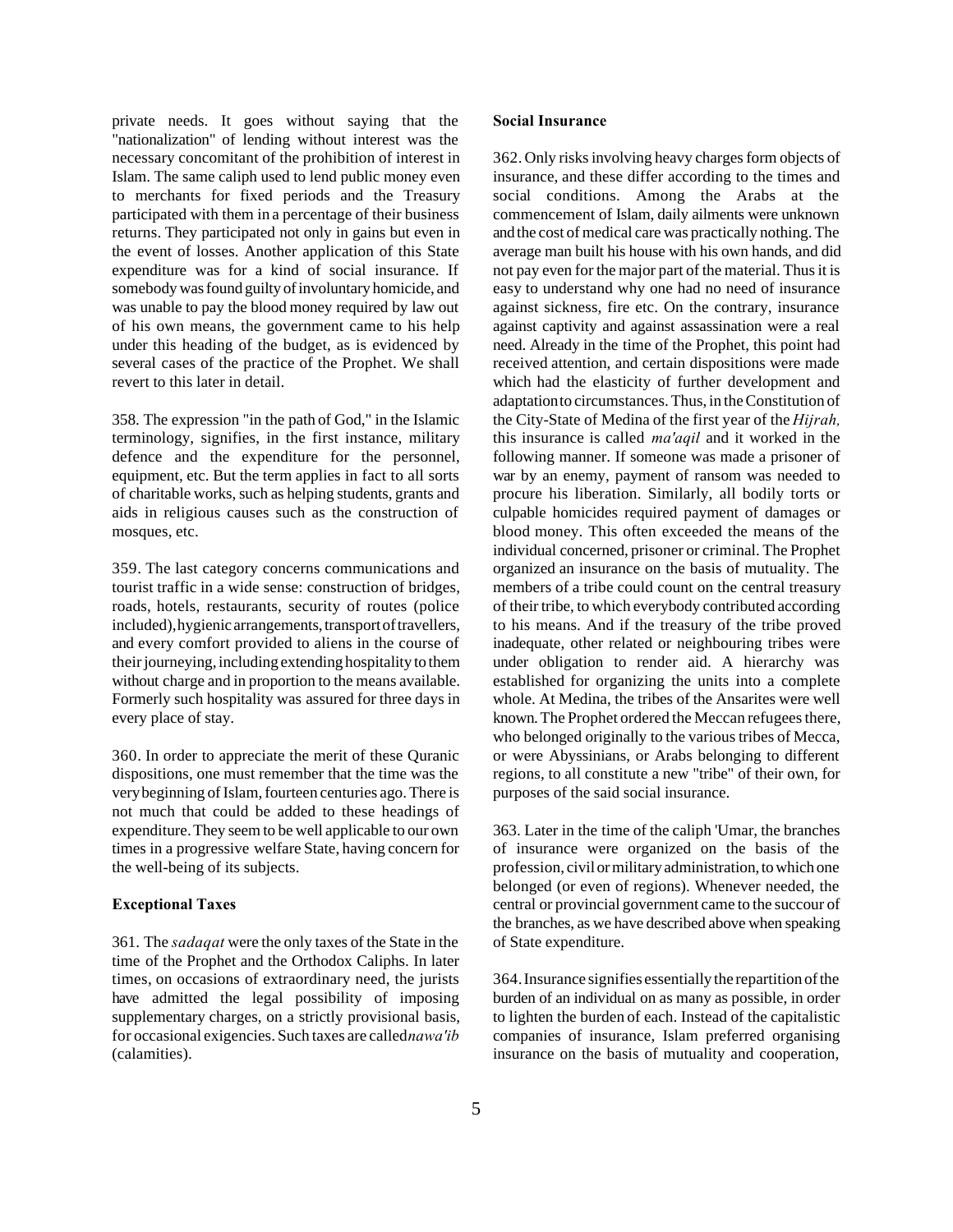private needs. It goes without saying that the "nationalization" of lending without interest was the necessary concomitant of the prohibition of interest in Islam. The same caliph used to lend public money even to merchants for fixed periods and the Treasury participated with them in a percentage of their business returns. They participated not only in gains but even in the event of losses. Another application of this State expenditure was for a kind of social insurance. If somebody was found guilty of involuntary homicide, and was unable to pay the blood money required by law out of his own means, the government came to his help under this heading of the budget, as is evidenced by several cases of the practice of the Prophet. We shall revert to this later in detail.

358. The expression "in the path of God," in the Islamic terminology, signifies, in the first instance, military defence and the expenditure for the personnel, equipment, etc. But the term applies in fact to all sorts of charitable works, such as helping students, grants and aids in religious causes such as the construction of mosques, etc.

359. The last category concerns communications and tourist traffic in a wide sense: construction of bridges, roads, hotels, restaurants, security of routes (police included), hygienic arrangements, transport of travellers, and every comfort provided to aliens in the course of their journeying, including extending hospitality to them without charge and in proportion to the means available. Formerly such hospitality was assured for three days in every place of stay.

360. In order to appreciate the merit of these Quranic dispositions, one must remember that the time was the very beginning of Islam, fourteen centuries ago. There is not much that could be added to these headings of expenditure. They seem to be well applicable to our own times in a progressive welfare State, having concern for the well-being of its subjects.

### Exceptional Taxes

361. The *sadaqat* were the only taxes of the State in the time of the Prophet and the Orthodox Caliphs. In later times, on occasions of extraordinary need, the jurists have admitted the legal possibility of imposing supplementary charges, on a strictly provisional basis, for occasional exigencies. Such taxes are called *nawa'ib* (calamities).

### Social Insurance

362. Only risks involving heavy charges form objects of insurance, and these differ according to the times and social conditions. Among the Arabs at the commencement of Islam, daily ailments were unknown and the cost of medical care was practically nothing. The average man built his house with his own hands, and did not pay even for the major part of the material. Thus it is easy to understand why one had no need of insurance against sickness, fire etc. On the contrary, insurance against captivity and against assassination were a real need. Already in the time of the Prophet, this point had received attention, and certain dispositions were made which had the elasticity of further development and adaptation to circumstances. Thus, in the Constitution of the City-State of Medina of the first year of the *Hijrah,* this insurance is called *ma'aqil* and it worked in the following manner. If someone was made a prisoner of war by an enemy, payment of ransom was needed to procure his liberation. Similarly, all bodily torts or culpable homicides required payment of damages or blood money. This often exceeded the means of the individual concerned, prisoner or criminal. The Prophet organized an insurance on the basis of mutuality. The members of a tribe could count on the central treasury of their tribe, to which everybody contributed according to his means. And if the treasury of the tribe proved inadequate, other related or neighbouring tribes were under obligation to render aid. A hierarchy was established for organizing the units into a complete whole. At Medina, the tribes of the Ansarites were well known. The Prophet ordered the Meccan refugees there, who belonged originally to the various tribes of Mecca, or were Abyssinians, or Arabs belonging to different regions, to all constitute a new "tribe" of their own, for purposes of the said social insurance.

363. Later in the time of the caliph 'Umar, the branches of insurance were organized on the basis of the profession, civil or military administration, to which one belonged (or even of regions). Whenever needed, the central or provincial government came to the succour of the branches, as we have described above when speaking of State expenditure.

364. Insurance signifies essentially the repartition of the burden of an individual on as many as possible, in order to lighten the burden of each. Instead of the capitalistic companies of insurance, Islam preferred organising insurance on the basis of mutuality and cooperation,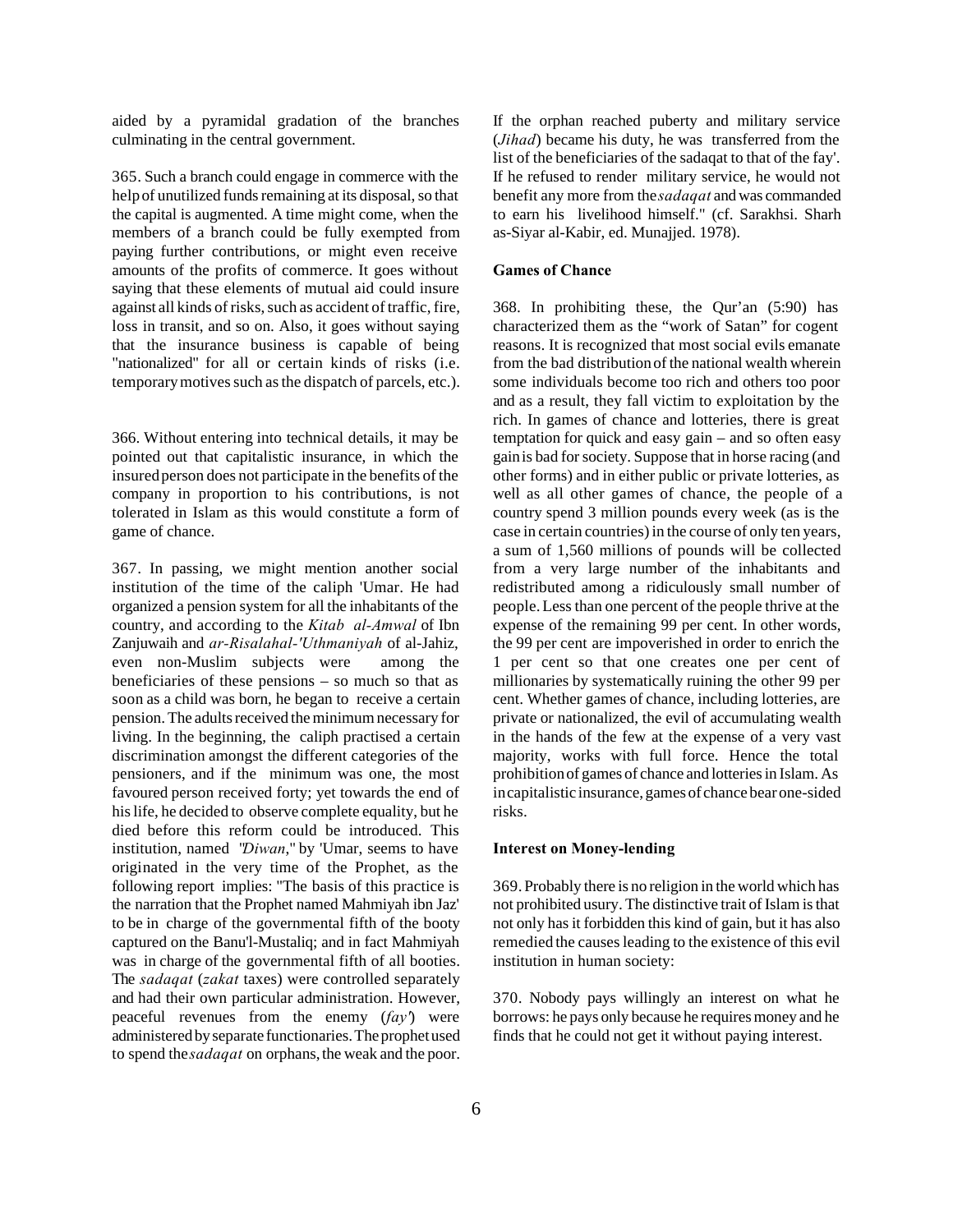aided by a pyramidal gradation of the branches culminating in the central government.

365. Such a branch could engage in commerce with the help of unutilized funds remaining at its disposal, so that the capital is augmented. A time might come, when the members of a branch could be fully exempted from paying further contributions, or might even receive amounts of the profits of commerce. It goes without saying that these elements of mutual aid could insure against all kinds of risks, such as accident of traffic, fire, loss in transit, and so on. Also, it goes without saying that the insurance business is capable of being "nationalized" for all or certain kinds of risks (i.e. temporary motives such as the dispatch of parcels, etc.).

366. Without entering into technical details, it may be pointed out that capitalistic insurance, in which the insured person does not participate in the benefits of the company in proportion to his contributions, is not tolerated in Islam as this would constitute a form of game of chance.

367. In passing, we might mention another social institution of the time of the caliph 'Umar. He had organized a pension system for all the inhabitants of the country, and according to the *Kitab al-Amwal* of Ibn Zanjuwaih and *ar-Risalahal-'Uthmaniyah* of al-Jahiz, even non-Muslim subjects were among the beneficiaries of these pensions – so much so that as soon as a child was born, he began to receive a certain pension. The adults received the minimum necessary for living. In the beginning, the caliph practised a certain discrimination amongst the different categories of the pensioners, and if the minimum was one, the most favoured person received forty; yet towards the end of his life, he decided to observe complete equality, but he died before this reform could be introduced. This institution, named *"Diwan*," by 'Umar, seems to have originated in the very time of the Prophet, as the following report implies: "The basis of this practice is the narration that the Prophet named Mahmiyah ibn Jaz' to be in charge of the governmental fifth of the booty captured on the Banu'l-Mustaliq; and in fact Mahmiyah was in charge of the governmental fifth of all booties. The *sadaqat* (*zakat* taxes) were controlled separately and had their own particular administration. However, peaceful revenues from the enemy (*fay'*) were administered by separate functionaries. The prophet used to spend the *sadaqat* on orphans, the weak and the poor. If the orphan reached puberty and military service (*Jihad*) became his duty, he was transferred from the list of the beneficiaries of the sadaqat to that of the fay'. If he refused to render military service, he would not benefit any more from the *sadaqat* and was commanded to earn his livelihood himself." (cf. Sarakhsi. Sharh as-Siyar al-Kabir, ed. Munajjed. 1978).

**Games of Chance**

368. In prohibiting these, the Qur'an (5:90) has characterized them as the "work of Satan" for cogent reasons. It is recognized that most social evils emanate from the bad distribution of the national wealth wherein some individuals become too rich and others too poor and as a result, they fall victim to exploitation by the rich. In games of chance and lotteries, there is great temptation for quick and easy gain – and so often easy gain is bad for society. Suppose that in horse racing (and other forms) and in either public or private lotteries, as well as all other games of chance, the people of a country spend 3 million pounds every week (as is the case in certain countries) in the course of only ten years, a sum of 1,560 millions of pounds will be collected from a very large number of the inhabitants and redistributed among a ridiculously small number of people. Less than one percent of the people thrive at the expense of the remaining 99 per cent. In other words, the 99 per cent are impoverished in order to enrich the 1 per cent so that one creates one per cent of millionaries by systematically ruining the other 99 per cent. Whether games of chance, including lotteries, are private or nationalized, the evil of accumulating wealth in the hands of the few at the expense of a very vast majority, works with full force. Hence the total prohibition of games of chance and lotteries in Islam. As in capitalistic insurance, games of chance bear one-sided risks.

**Interest on Money-lending**

369. Probably there is no religion in the world which has not prohibited usury. The distinctive trait of Islam is that not only has it forbidden this kind of gain, but it has also remedied the causes leading to the existence of this evil institution in human society:

370. Nobody pays willingly an interest on what he borrows: he pays only because he requires money and he finds that he could not get it without paying interest.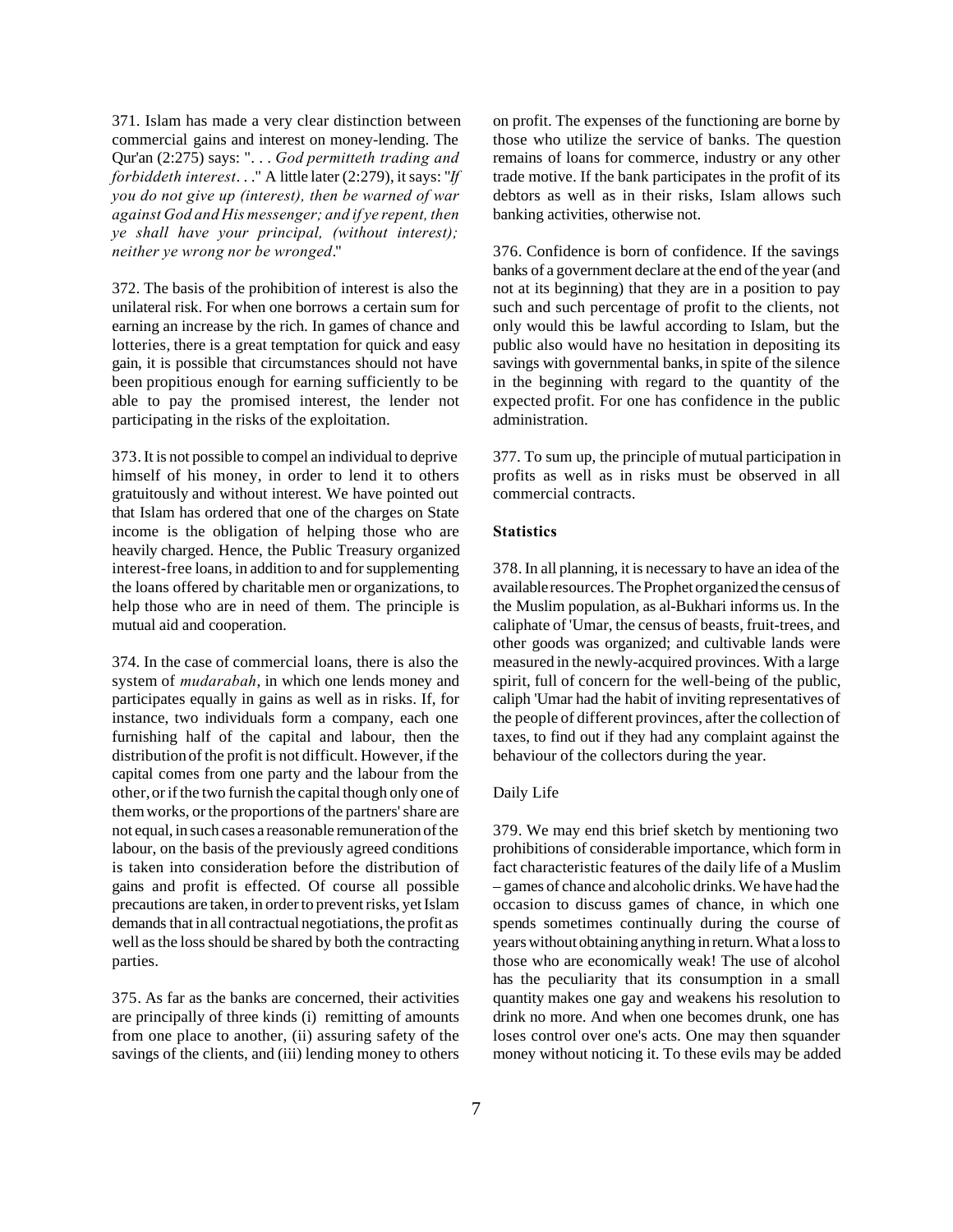371. Islam has made a very clear distinction between commercial gains and interest on money-lending. The Qur'an (2:275) says: ". . . *God permitteth trading and forbiddeth interest*. . ." A little later (2:279), it says: "*If you do not give up (interest), then be warned of war against God and His messenger; and if ye repent, then ye shall have your principal, (without interest); neither ye wrong nor be wronged*."

372. The basis of the prohibition of interest is also the unilateral risk. For when one borrows a certain sum for earning an increase by the rich. In games of chance and lotteries, there is a great temptation for quick and easy gain, it is possible that circumstances should not have been propitious enough for earning sufficiently to be able to pay the promised interest, the lender not participating in the risks of the exploitation.

373. It is not possible to compel an individual to deprive himself of his money, in order to lend it to others gratuitously and without interest. We have pointed out that Islam has ordered that one of the charges on State income is the obligation of helping those who are heavily charged. Hence, the Public Treasury organized interest-free loans, in addition to and for supplementing the loans offered by charitable men or organizations, to help those who are in need of them. The principle is mutual aid and cooperation.

374. In the case of commercial loans, there is also the system of *mudarabah*, in which one lends money and participates equally in gains as well as in risks. If, for instance, two individuals form a company, each one furnishing half of the capital and labour, then the distribution of the profit is not difficult. However, if the capital comes from one party and the labour from the other, or if the two furnish the capital though only one of them works, or the proportions of the partners' share are not equal, in such cases a reasonable remuneration of the labour, on the basis of the previously agreed conditions is taken into consideration before the distribution of gains and profit is effected. Of course all possible precautions are taken, in order to prevent risks, yet Islam demands that in all contractual negotiations, the profit as well as the loss should be shared by both the contracting parties.

375. As far as the banks are concerned, their activities are principally of three kinds (i) remitting of amounts from one place to another, (ii) assuring safety of the savings of the clients, and (iii) lending money to others on profit. The expenses of the functioning are borne by those who utilize the service of banks. The question remains of loans for commerce, industry or any other trade motive. If the bank participates in the profit of its debtors as well as in their risks, Islam allows such banking activities, otherwise not.

376. Confidence is born of confidence. If the savings banks of a government declare at the end of the year (and not at its beginning) that they are in a position to pay such and such percentage of profit to the clients, not only would this be lawful according to Islam, but the public also would have no hesitation in depositing its savings with governmental banks, in spite of the silence in the beginning with regard to the quantity of the expected profit. For one has confidence in the public administration.

377. To sum up, the principle of mutual participation in profits as well as in risks must be observed in all commercial contracts.

**Statistics**

378. In all planning, it is necessary to have an idea of the available resources. The Prophet organized the census of the Muslim population, as al-Bukhari informs us. In the caliphate of 'Umar, the census of beasts, fruit-trees, and other goods was organized; and cultivable lands were measured in the newly-acquired provinces. With a large spirit, full of concern for the well-being of the public, caliph 'Umar had the habit of inviting representatives of the people of different provinces, after the collection of taxes, to find out if they had any complaint against the behaviour of the collectors during the year.

Daily Life

379. We may end this brief sketch by mentioning two prohibitions of considerable importance, which form in fact characteristic features of the daily life of a Muslim – games of chance and alcoholic drinks. We have had the occasion to discuss games of chance, in which one spends sometimes continually during the course of years without obtaining anything in return. What a loss to those who are economically weak! The use of alcohol has the peculiarity that its consumption in a small quantity makes one gay and weakens his resolution to drink no more. And when one becomes drunk, one has loses control over one's acts. One may then squander money without noticing it. To these evils may be added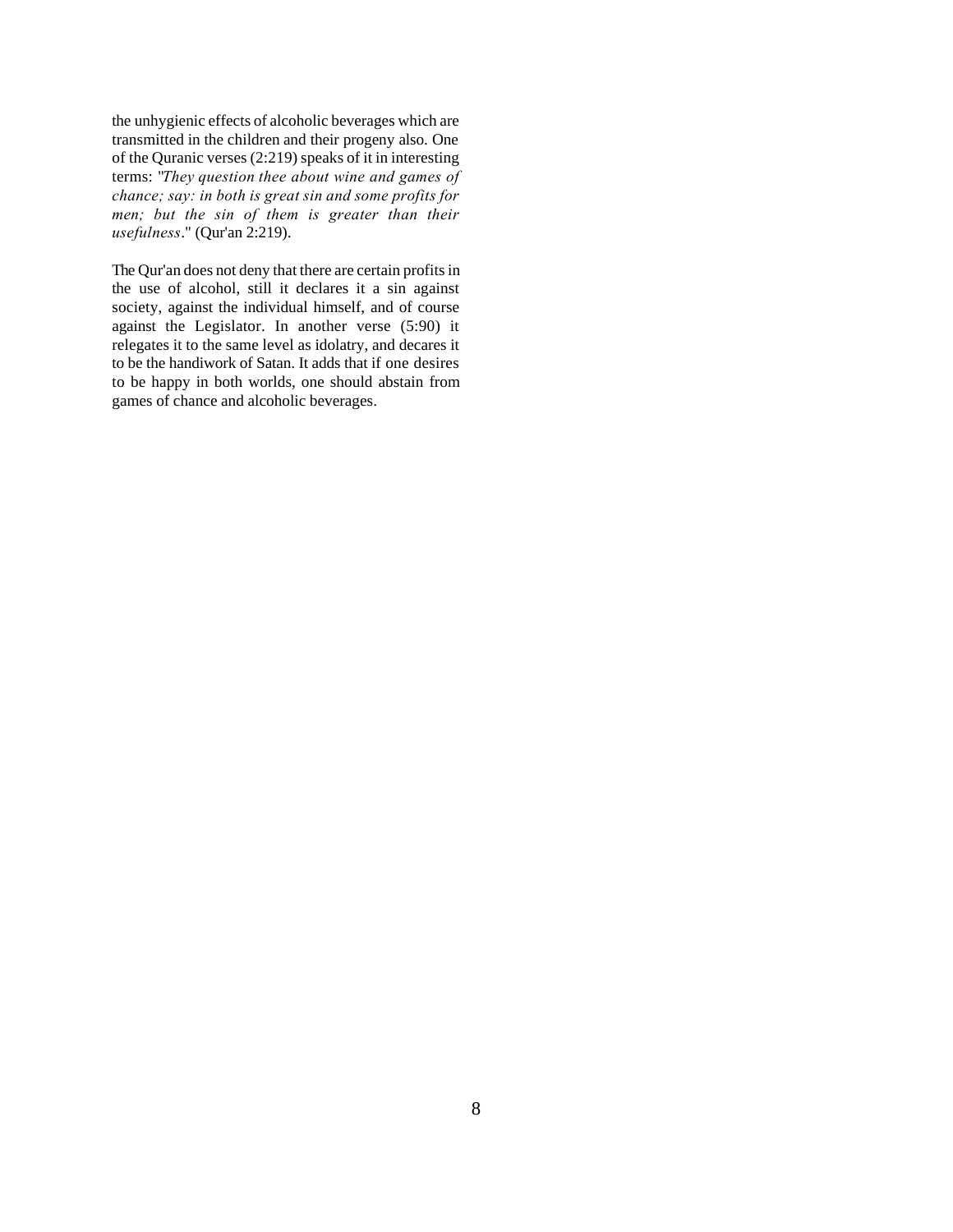the unhygienic effects of alcoholic beverages which are transmitted in the children and their progeny also. One of the Quranic verses (2:219) speaks of it in interesting terms: "*They question thee about wine and games of chance; say: in both is great sin and some profits for men; but the sin of them is greater than their usefulness*." (Qur'an 2:219).

The Qur'an does not deny that there are certain profits in the use of alcohol, still it declares it a sin against society, against the individual himself, and of course against the Legislator. In another verse (5:90) it relegates it to the same level as idolatry, and decares it to be the handiwork of Satan. It adds that if one desires to be happy in both worlds, one should abstain from games of chance and alcoholic beverages.